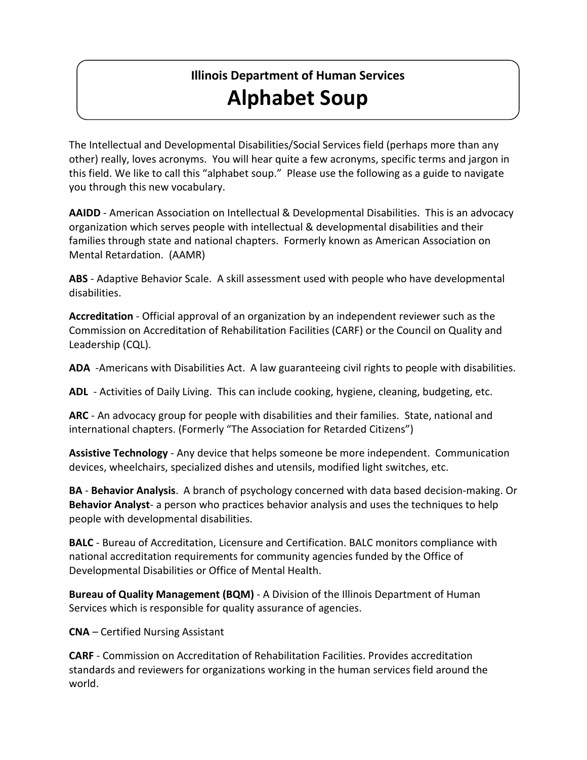# Illinois Department of Human Services
# Alphabet Soup

The Intellectual and Developmental Disabilities/Social Services field (perhaps more than any other) really, loves acronyms. You will hear quite a few acronyms, specific terms and jargon in this field. We like to call this "alphabet soup." Please use the following as a guide to navigate you through this new vocabulary.

**AAIDD** - American Association on Intellectual & Developmental Disabilities. This is an advocacy organization which serves people with intellectual & developmental disabilities and their families through state and national chapters. Formerly known as American Association on Mental Retardation. (AAMR)

**ABS** - Adaptive Behavior Scale. A skill assessment used with people who have developmental disabilities.

**Accreditation** - Official approval of an organization by an independent reviewer such as the Commission on Accreditation of Rehabilitation Facilities (CARF) or the Council on Quality and Leadership (CQL).

**ADA** -Americans with Disabilities Act. A law guaranteeing civil rights to people with disabilities.

**ADL** - Activities of Daily Living. This can include cooking, hygiene, cleaning, budgeting, etc.

**ARC** - An advocacy group for people with disabilities and their families. State, national and international chapters. (Formerly "The Association for Retarded Citizens")

**Assistive Technology** - Any device that helps someone be more independent. Communication devices, wheelchairs, specialized dishes and utensils, modified light switches, etc.

**BA** - **Behavior Analysis**. A branch of psychology concerned with data based decision-making. Or **Behavior Analyst**- a person who practices behavior analysis and uses the techniques to help people with developmental disabilities.

**BALC** - Bureau of Accreditation, Licensure and Certification. BALC monitors compliance with national accreditation requirements for community agencies funded by the Office of Developmental Disabilities or Office of Mental Health.

**Bureau of Quality Management (BQM)** - A Division of the Illinois Department of Human Services which is responsible for quality assurance of agencies.

**CNA** – Certified Nursing Assistant

**CARF** - Commission on Accreditation of Rehabilitation Facilities. Provides accreditation standards and reviewers for organizations working in the human services field around the world.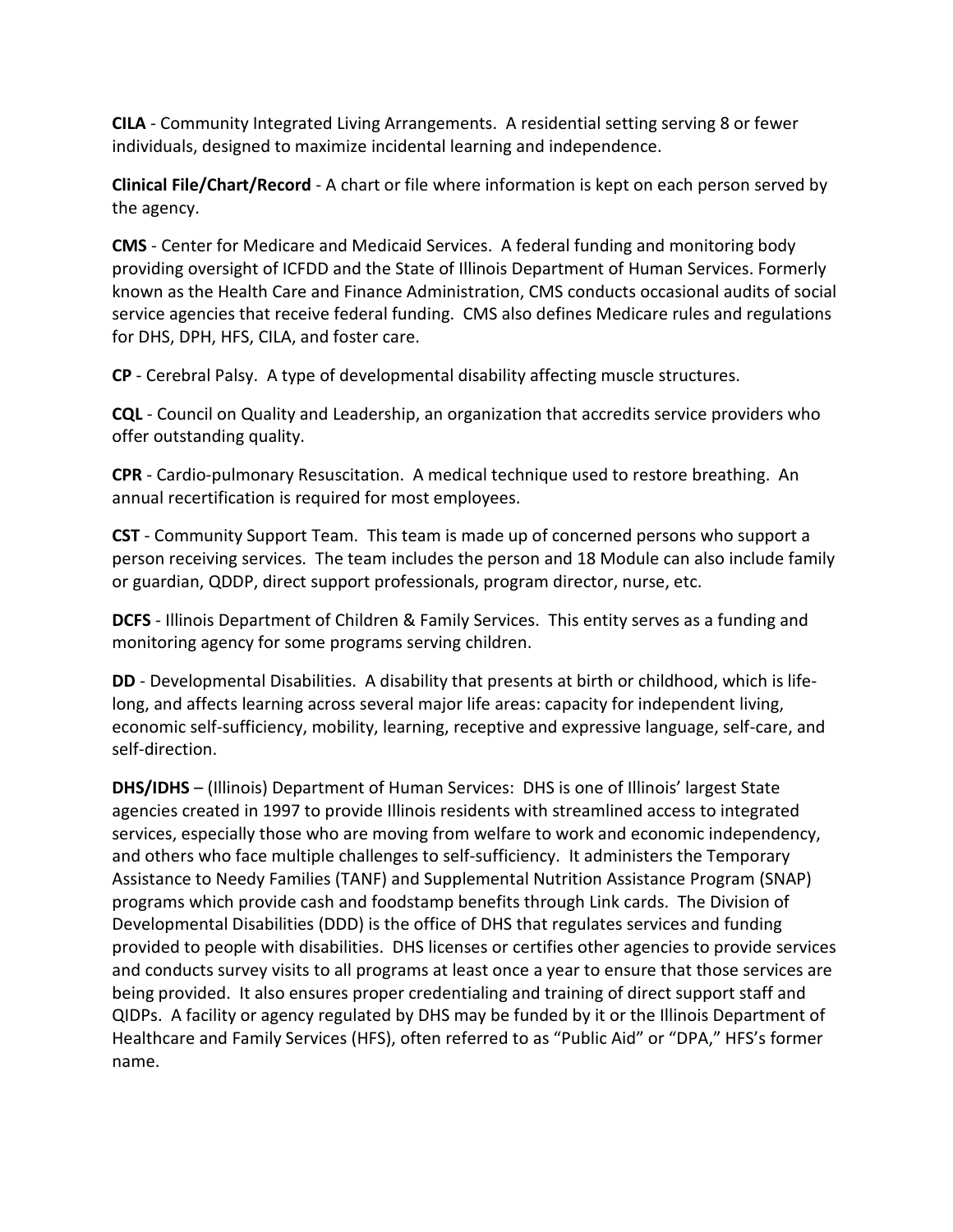**CILA** - Community Integrated Living Arrangements. A residential setting serving 8 or fewer individuals, designed to maximize incidental learning and independence.

**Clinical File/Chart/Record** - A chart or file where information is kept on each person served by the agency.

**CMS** - Center for Medicare and Medicaid Services. A federal funding and monitoring body providing oversight of ICFDD and the State of Illinois Department of Human Services. Formerly known as the Health Care and Finance Administration, CMS conducts occasional audits of social service agencies that receive federal funding. CMS also defines Medicare rules and regulations for DHS, DPH, HFS, CILA, and foster care.

**CP** - Cerebral Palsy. A type of developmental disability affecting muscle structures.

**CQL** - Council on Quality and Leadership, an organization that accredits service providers who offer outstanding quality.

**CPR** - Cardio-pulmonary Resuscitation. A medical technique used to restore breathing. An annual recertification is required for most employees.

**CST** - Community Support Team. This team is made up of concerned persons who support a person receiving services. The team includes the person and 18 Module can also include family or guardian, QDDP, direct support professionals, program director, nurse, etc.

**DCFS** - Illinois Department of Children & Family Services. This entity serves as a funding and monitoring agency for some programs serving children.

**DD** - Developmental Disabilities. A disability that presents at birth or childhood, which is life-long, and affects learning across several major life areas: capacity for independent living, economic self-sufficiency, mobility, learning, receptive and expressive language, self-care, and self-direction.

**DHS/IDHS** – (Illinois) Department of Human Services: DHS is one of Illinois' largest State agencies created in 1997 to provide Illinois residents with streamlined access to integrated services, especially those who are moving from welfare to work and economic independency, and others who face multiple challenges to self-sufficiency. It administers the Temporary Assistance to Needy Families (TANF) and Supplemental Nutrition Assistance Program (SNAP) programs which provide cash and foodstamp benefits through Link cards. The Division of Developmental Disabilities (DDD) is the office of DHS that regulates services and funding provided to people with disabilities. DHS licenses or certifies other agencies to provide services and conducts survey visits to all programs at least once a year to ensure that those services are being provided. It also ensures proper credentialing and training of direct support staff and QIDPs. A facility or agency regulated by DHS may be funded by it or the Illinois Department of Healthcare and Family Services (HFS), often referred to as "Public Aid" or "DPA," HFS's former name.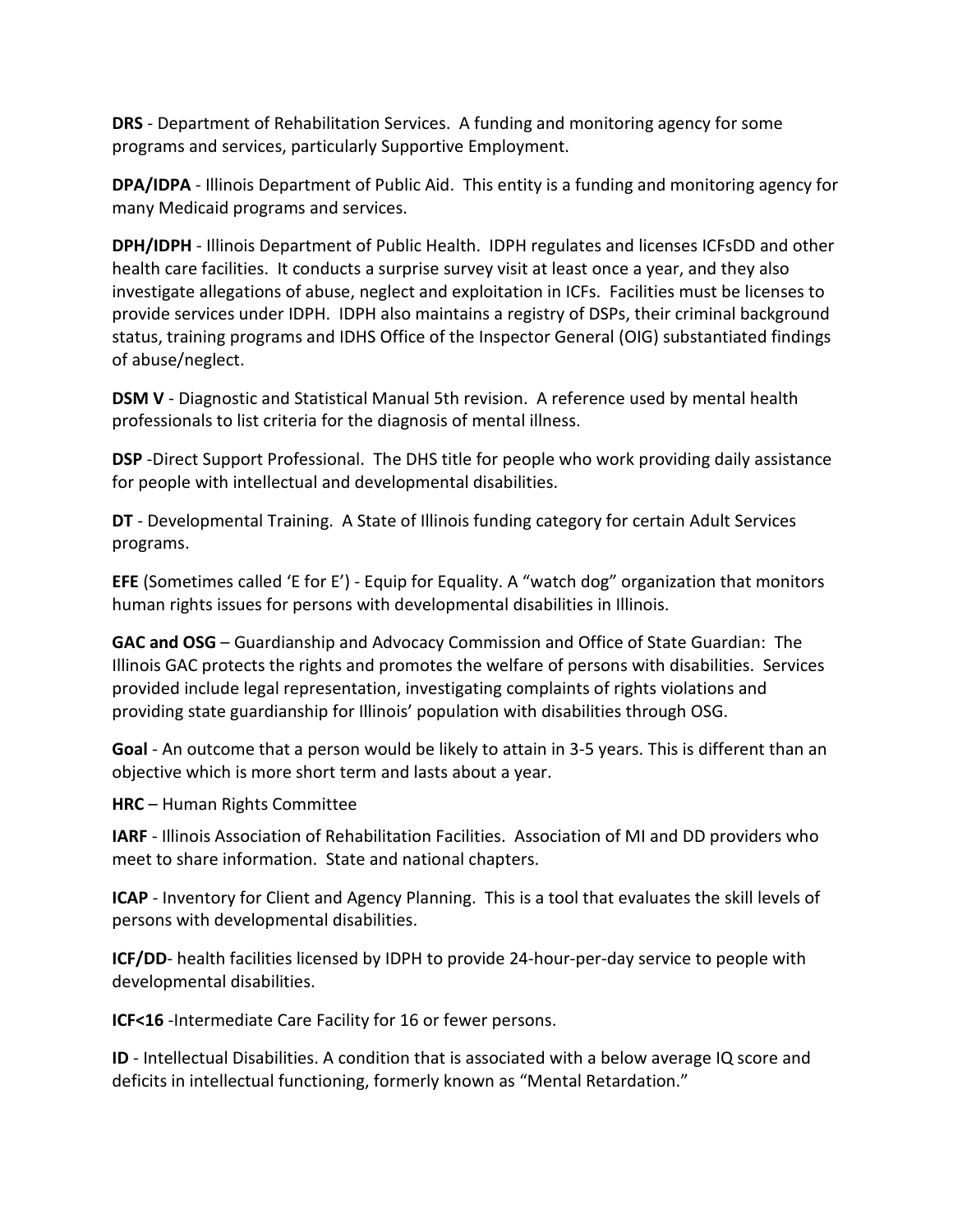**DRS** - Department of Rehabilitation Services. A funding and monitoring agency for some programs and services, particularly Supportive Employment.

**DPA/IDPA** - Illinois Department of Public Aid. This entity is a funding and monitoring agency for many Medicaid programs and services.

**DPH/IDPH** - Illinois Department of Public Health. IDPH regulates and licenses ICFsDD and other health care facilities. It conducts a surprise survey visit at least once a year, and they also investigate allegations of abuse, neglect and exploitation in ICFs. Facilities must be licenses to provide services under IDPH. IDPH also maintains a registry of DSPs, their criminal background status, training programs and IDHS Office of the Inspector General (OIG) substantiated findings of abuse/neglect.

**DSM V** - Diagnostic and Statistical Manual 5th revision. A reference used by mental health professionals to list criteria for the diagnosis of mental illness.

**DSP** -Direct Support Professional. The DHS title for people who work providing daily assistance for people with intellectual and developmental disabilities.

**DT** - Developmental Training. A State of Illinois funding category for certain Adult Services programs.

**EFE** (Sometimes called 'E for E') - Equip for Equality. A "watch dog" organization that monitors human rights issues for persons with developmental disabilities in Illinois.

**GAC and OSG** – Guardianship and Advocacy Commission and Office of State Guardian: The Illinois GAC protects the rights and promotes the welfare of persons with disabilities. Services provided include legal representation, investigating complaints of rights violations and providing state guardianship for Illinois' population with disabilities through OSG.

**Goal** - An outcome that a person would be likely to attain in 3-5 years. This is different than an objective which is more short term and lasts about a year.

**HRC** – Human Rights Committee

**IARF** - Illinois Association of Rehabilitation Facilities. Association of MI and DD providers who meet to share information. State and national chapters.

**ICAP** - Inventory for Client and Agency Planning. This is a tool that evaluates the skill levels of persons with developmental disabilities.

**ICF/DD**- health facilities licensed by IDPH to provide 24-hour-per-day service to people with developmental disabilities.

**ICF<16** -Intermediate Care Facility for 16 or fewer persons.

**ID** - Intellectual Disabilities. A condition that is associated with a below average IQ score and deficits in intellectual functioning, formerly known as "Mental Retardation."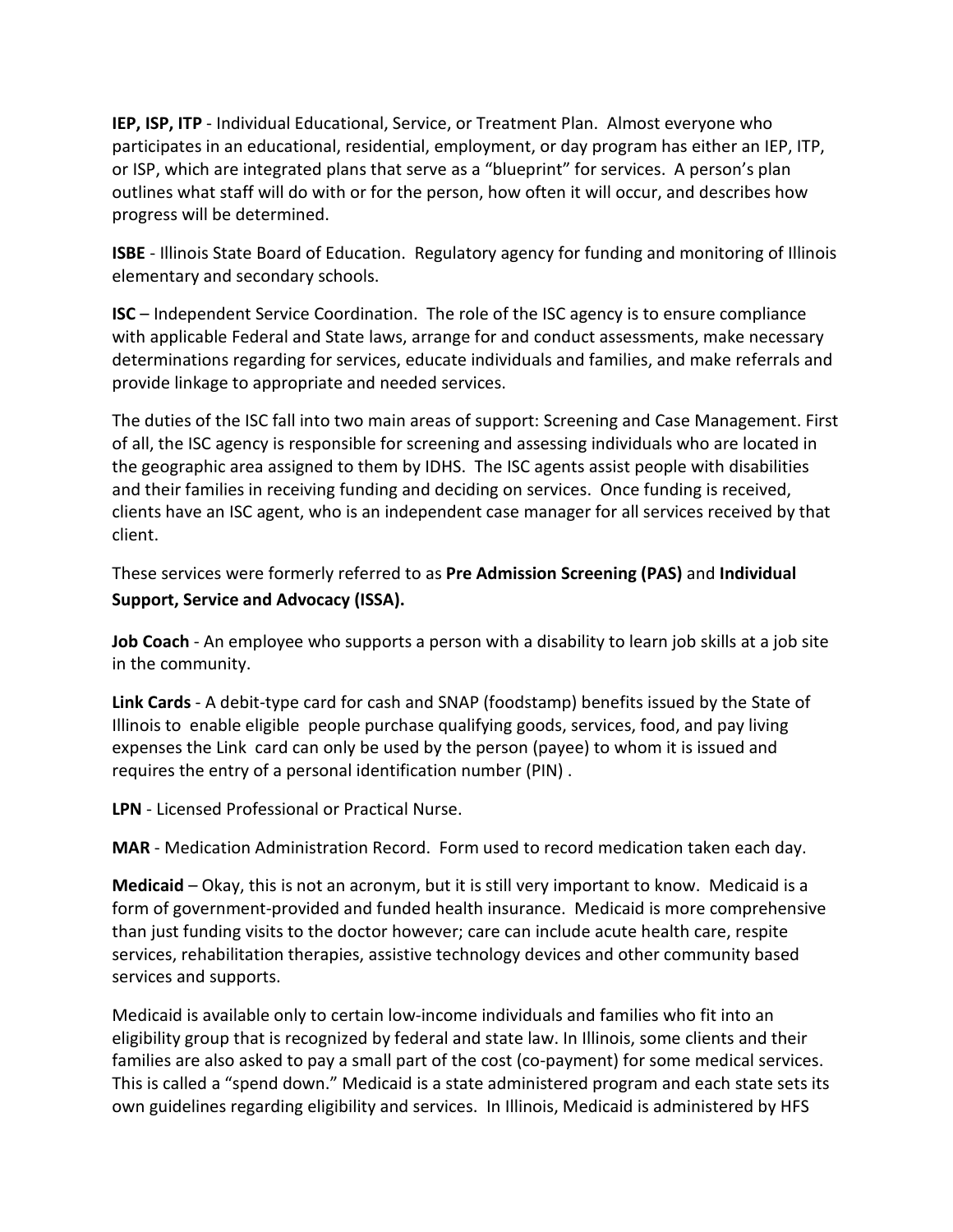**IEP, ISP, ITP** - Individual Educational, Service, or Treatment Plan. Almost everyone who participates in an educational, residential, employment, or day program has either an IEP, ITP, or ISP, which are integrated plans that serve as a "blueprint" for services. A person's plan outlines what staff will do with or for the person, how often it will occur, and describes how progress will be determined.

**ISBE** - Illinois State Board of Education. Regulatory agency for funding and monitoring of Illinois elementary and secondary schools.

**ISC** – Independent Service Coordination. The role of the ISC agency is to ensure compliance with applicable Federal and State laws, arrange for and conduct assessments, make necessary determinations regarding for services, educate individuals and families, and make referrals and provide linkage to appropriate and needed services.

The duties of the ISC fall into two main areas of support: Screening and Case Management. First of all, the ISC agency is responsible for screening and assessing individuals who are located in the geographic area assigned to them by IDHS. The ISC agents assist people with disabilities and their families in receiving funding and deciding on services. Once funding is received, clients have an ISC agent, who is an independent case manager for all services received by that client.

These services were formerly referred to as **Pre Admission Screening (PAS)** and **Individual Support, Service and Advocacy (ISSA).**

**Job Coach** - An employee who supports a person with a disability to learn job skills at a job site in the community.

**Link Cards** - A debit-type card for cash and SNAP (foodstamp) benefits issued by the State of Illinois to enable eligible people purchase qualifying goods, services, food, and pay living expenses the Link card can only be used by the person (payee) to whom it is issued and requires the entry of a personal identification number (PIN) .

**LPN** - Licensed Professional or Practical Nurse.

**MAR** - Medication Administration Record. Form used to record medication taken each day.

**Medicaid** – Okay, this is not an acronym, but it is still very important to know. Medicaid is a form of government-provided and funded health insurance. Medicaid is more comprehensive than just funding visits to the doctor however; care can include acute health care, respite services, rehabilitation therapies, assistive technology devices and other community based services and supports.

Medicaid is available only to certain low-income individuals and families who fit into an eligibility group that is recognized by federal and state law. In Illinois, some clients and their families are also asked to pay a small part of the cost (co-payment) for some medical services. This is called a "spend down." Medicaid is a state administered program and each state sets its own guidelines regarding eligibility and services. In Illinois, Medicaid is administered by HFS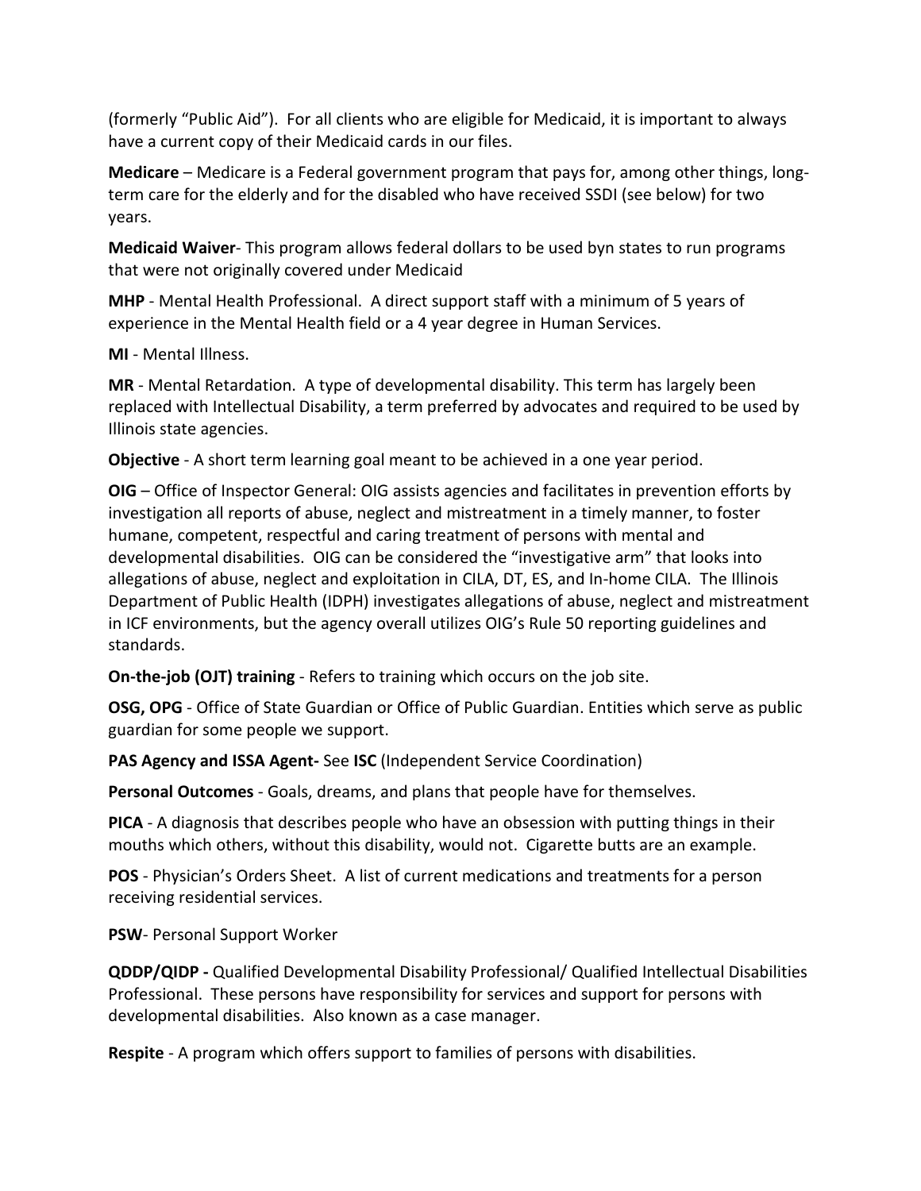(formerly "Public Aid"). For all clients who are eligible for Medicaid, it is important to always have a current copy of their Medicaid cards in our files.

**Medicare** – Medicare is a Federal government program that pays for, among other things, long-term care for the elderly and for the disabled who have received SSDI (see below) for two years.

**Medicaid Waiver**- This program allows federal dollars to be used byn states to run programs that were not originally covered under Medicaid

**MHP** - Mental Health Professional. A direct support staff with a minimum of 5 years of experience in the Mental Health field or a 4 year degree in Human Services.

**MI** - Mental Illness.

**MR** - Mental Retardation. A type of developmental disability. This term has largely been replaced with Intellectual Disability, a term preferred by advocates and required to be used by Illinois state agencies.

**Objective** - A short term learning goal meant to be achieved in a one year period.

**OIG** – Office of Inspector General: OIG assists agencies and facilitates in prevention efforts by investigation all reports of abuse, neglect and mistreatment in a timely manner, to foster humane, competent, respectful and caring treatment of persons with mental and developmental disabilities. OIG can be considered the "investigative arm" that looks into allegations of abuse, neglect and exploitation in CILA, DT, ES, and In-home CILA. The Illinois Department of Public Health (IDPH) investigates allegations of abuse, neglect and mistreatment in ICF environments, but the agency overall utilizes OIG's Rule 50 reporting guidelines and standards.

**On-the-job (OJT) training** - Refers to training which occurs on the job site.

**OSG, OPG** - Office of State Guardian or Office of Public Guardian. Entities which serve as public guardian for some people we support.

**PAS Agency and ISSA Agent-** See **ISC** (Independent Service Coordination)

**Personal Outcomes** - Goals, dreams, and plans that people have for themselves.

**PICA** - A diagnosis that describes people who have an obsession with putting things in their mouths which others, without this disability, would not. Cigarette butts are an example.

**POS** - Physician's Orders Sheet. A list of current medications and treatments for a person receiving residential services.

**PSW**- Personal Support Worker

**QDDP/QIDP -** Qualified Developmental Disability Professional/ Qualified Intellectual Disabilities Professional. These persons have responsibility for services and support for persons with developmental disabilities. Also known as a case manager.

**Respite** - A program which offers support to families of persons with disabilities.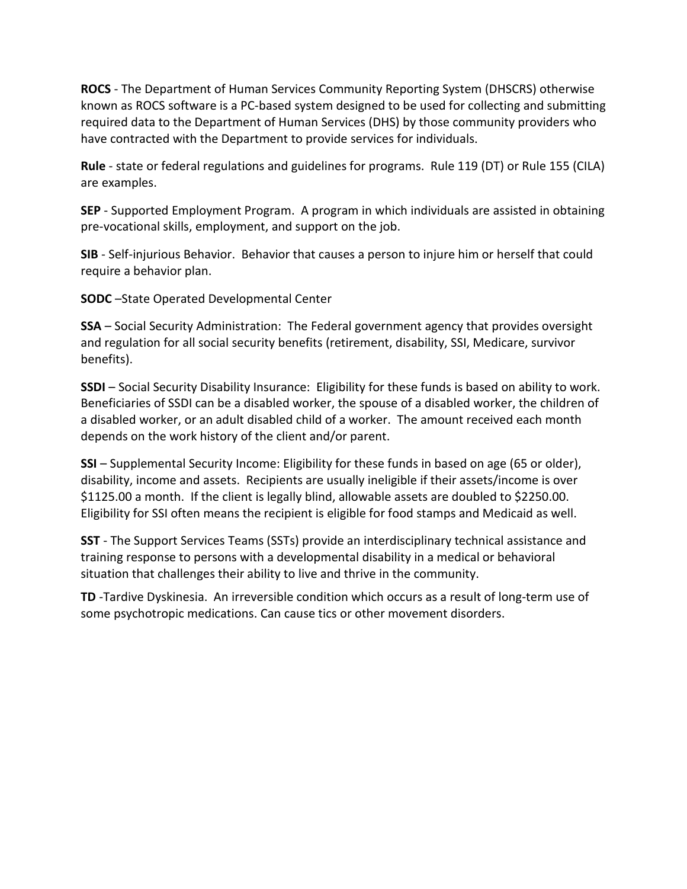**ROCS** - The Department of Human Services Community Reporting System (DHSCRS) otherwise known as ROCS software is a PC-based system designed to be used for collecting and submitting required data to the Department of Human Services (DHS) by those community providers who have contracted with the Department to provide services for individuals.

**Rule** - state or federal regulations and guidelines for programs. Rule 119 (DT) or Rule 155 (CILA) are examples.

**SEP** - Supported Employment Program. A program in which individuals are assisted in obtaining pre-vocational skills, employment, and support on the job.

**SIB** - Self-injurious Behavior. Behavior that causes a person to injure him or herself that could require a behavior plan.

**SODC** –State Operated Developmental Center

**SSA** – Social Security Administration: The Federal government agency that provides oversight and regulation for all social security benefits (retirement, disability, SSI, Medicare, survivor benefits).

**SSDI** – Social Security Disability Insurance: Eligibility for these funds is based on ability to work. Beneficiaries of SSDI can be a disabled worker, the spouse of a disabled worker, the children of a disabled worker, or an adult disabled child of a worker. The amount received each month depends on the work history of the client and/or parent.

**SSI** – Supplemental Security Income: Eligibility for these funds in based on age (65 or older), disability, income and assets. Recipients are usually ineligible if their assets/income is over $1125.00 a month. If the client is legally blind, allowable assets are doubled to $2250.00. Eligibility for SSI often means the recipient is eligible for food stamps and Medicaid as well.

**SST** - The Support Services Teams (SSTs) provide an interdisciplinary technical assistance and training response to persons with a developmental disability in a medical or behavioral situation that challenges their ability to live and thrive in the community.

**TD** -Tardive Dyskinesia. An irreversible condition which occurs as a result of long-term use of some psychotropic medications. Can cause tics or other movement disorders.